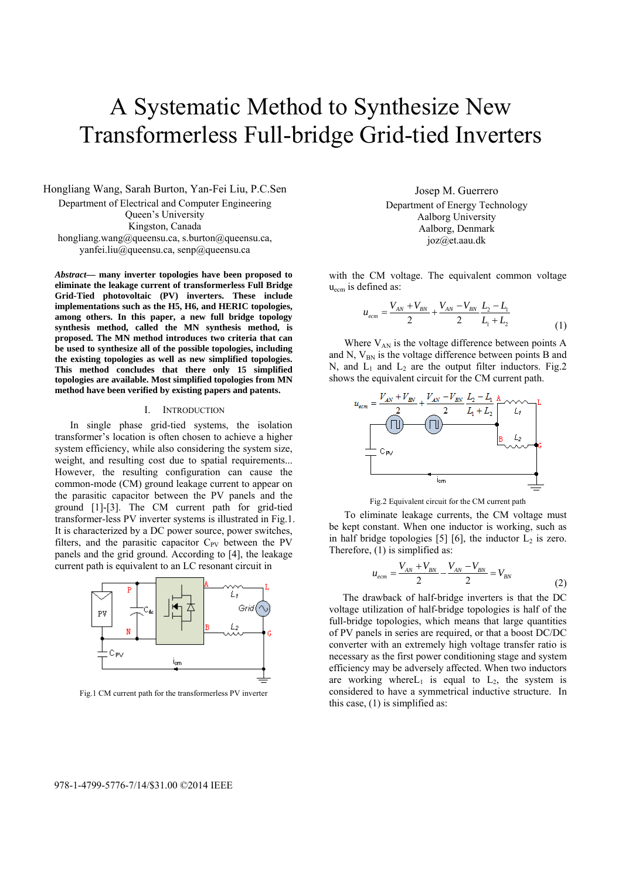# A Systematic Method to Synthesize New Transformerless Full-bridge Grid-tied Inverters

Hongliang Wang, Sarah Burton, Yan-Fei Liu, P.C.Sen
Department of Electrical and Computer Engineering
Queen's University
Kingston, Canada
hongliang.wang@queensu.ca, s.burton@queensu.ca,
yanfei.liu@queensu.ca, senp@queensu.ca

Josep M. Guerrero
Department of Energy Technology
Aalborg University
Aalborg, Denmark
joz@et.aau.dk

***Abstract*— many inverter topologies have been proposed to eliminate the leakage current of transformerless Full Bridge Grid-Tied photovoltaic (PV) inverters. These include implementations such as the H5, H6, and HERIC topologies, among others. In this paper, a new full bridge topology synthesis method, called the MN synthesis method, is proposed. The MN method introduces two criteria that can be used to synthesize all of the possible topologies, including the existing topologies as well as new simplified topologies. This method concludes that there only 15 simplified topologies are available. Most simplified topologies from MN method have been verified by existing papers and patents.**

## I. Introduction

In single phase grid-tied systems, the isolation transformer's location is often chosen to achieve a higher system efficiency, while also considering the system size, weight, and resulting cost due to spatial requirements... However, the resulting configuration can cause the common-mode (CM) ground leakage current to appear on the parasitic capacitor between the PV panels and the ground [1]-[3]. The CM current path for grid-tied transformer-less PV inverter systems is illustrated in Fig.1. It is characterized by a DC power source, power switches, filters, and the parasitic capacitor $C_{PV}$ between the PV panels and the grid ground. According to [4], the leakage current path is equivalent to an LC resonant circuit in with the CM voltage. The equivalent common voltage $u_{ecm}$ is defined as:

Fig.1 CM current path for the transformerless PV inverter

$$u_{ecm} = \frac{V_{AN}+V_{BN}}{2} + \frac{V_{AN}-V_{BN}}{2}\frac{L_2-L_1}{L_1+L_2} \tag{1}$$

Where $V_{AN}$ is the voltage difference between points A and N, $V_{BN}$ is the voltage difference between points B and N, and $L_1$ and $L_2$ are the output filter inductors. Fig.2 shows the equivalent circuit for the CM current path.

Fig.2 Equivalent circuit for the CM current path

To eliminate leakage currents, the CM voltage must be kept constant. When one inductor is working, such as in half bridge topologies [5] [6], the inductor $L_2$ is zero. Therefore, (1) is simplified as:

$$u_{ecm} = \frac{V_{AN}+V_{BN}}{2} - \frac{V_{AN}-V_{BN}}{2} = V_{BN} \tag{2}$$

The drawback of half-bridge inverters is that the DC voltage utilization of half-bridge topologies is half of the full-bridge topologies, which means that large quantities of PV panels in series are required, or that a boost DC/DC converter with an extremely high voltage transfer ratio is necessary as the first power conditioning stage and system efficiency may be adversely affected. When two inductors are working where$L_1$ is equal to $L_2$, the system is considered to have a symmetrical inductive structure. In this case, (1) is simplified as: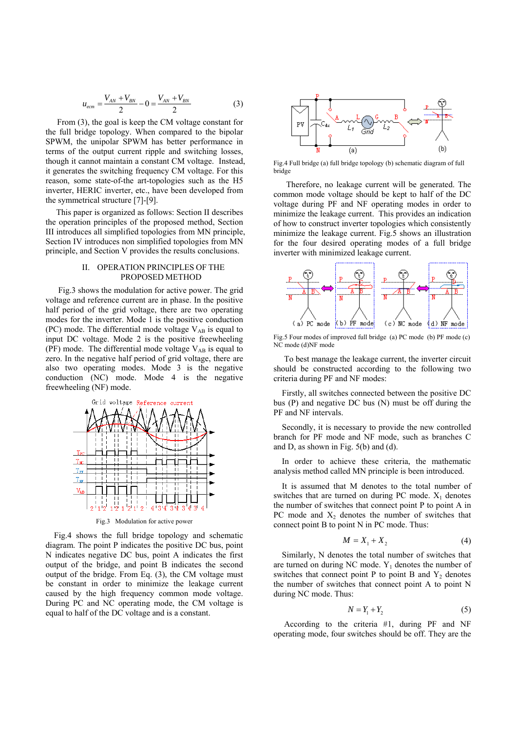$$u_{ecm} = \frac{V_{AN} + V_{BN}}{2} - 0 = \frac{V_{AN} + V_{BN}}{2} \tag{3}$$

From (3), the goal is keep the CM voltage constant for the full bridge topology. When compared to the bipolar SPWM, the unipolar SPWM has better performance in terms of the output current ripple and switching losses, though it cannot maintain a constant CM voltage. Instead, it generates the switching frequency CM voltage. For this reason, some state-of-the art-topologies such as the H5 inverter, HERIC inverter, etc., have been developed from the symmetrical structure [7]-[9].

This paper is organized as follows: Section II describes the operation principles of the proposed method, Section III introduces all simplified topologies from MN principle, Section IV introduces non simplified topologies from MN principle, and Section V provides the results conclusions.

## II. OPERATION PRINCIPLES OF THE PROPOSED METHOD

Fig.3 shows the modulation for active power. The grid voltage and reference current are in phase. In the positive half period of the grid voltage, there are two operating modes for the inverter. Mode 1 is the positive conduction (PC) mode. The differential mode voltage $V_{AB}$ is equal to input DC voltage. Mode 2 is the positive freewheeling (PF) mode. The differential mode voltage $V_{AB}$ is equal to zero. In the negative half period of grid voltage, there are also two operating modes. Mode 3 is the negative conduction (NC) mode. Mode 4 is the negative freewheeling (NF) mode.

Fig.3 Modulation for active power

Fig.4 shows the full bridge topology and schematic diagram. The point P indicates the positive DC bus, point N indicates negative DC bus, point A indicates the first output of the bridge, and point B indicates the second output of the bridge. From Eq. (3), the CM voltage must be constant in order to minimize the leakage current caused by the high frequency common mode voltage. During PC and NC operating mode, the CM voltage is equal to half of the DC voltage and is a constant.

Fig.4 Full bridge (a) full bridge topology (b) schematic diagram of full bridge

Therefore, no leakage current will be generated. The common mode voltage should be kept to half of the DC voltage during PF and NF operating modes in order to minimize the leakage current. This provides an indication of how to construct inverter topologies which consistently minimize the leakage current. Fig.5 shows an illustration for the four desired operating modes of a full bridge inverter with minimized leakage current.

Fig.5 Four modes of improved full bridge (a) PC mode (b) PF mode (c) NC mode (d)NF mode

To best manage the leakage current, the inverter circuit should be constructed according to the following two criteria during PF and NF modes:

Firstly, all switches connected between the positive DC bus (P) and negative DC bus (N) must be off during the PF and NF intervals.

Secondly, it is necessary to provide the new controlled branch for PF mode and NF mode, such as branches C and D, as shown in Fig. 5(b) and (d).

In order to achieve these criteria, the mathematic analysis method called MN principle is been introduced.

It is assumed that M denotes to the total number of switches that are turned on during PC mode. $X_1$ denotes the number of switches that connect point P to point A in PC mode and $X_2$ denotes the number of switches that connect point B to point N in PC mode. Thus:

$$M = X_1 + X_2 \tag{4}$$

Similarly, N denotes the total number of switches that are turned on during NC mode. $Y_1$ denotes the number of switches that connect point P to point B and $Y_2$ denotes the number of switches that connect point A to point N during NC mode. Thus:

$$N = Y_1 + Y_2 \tag{5}$$

According to the criteria #1, during PF and NF operating mode, four switches should be off. They are the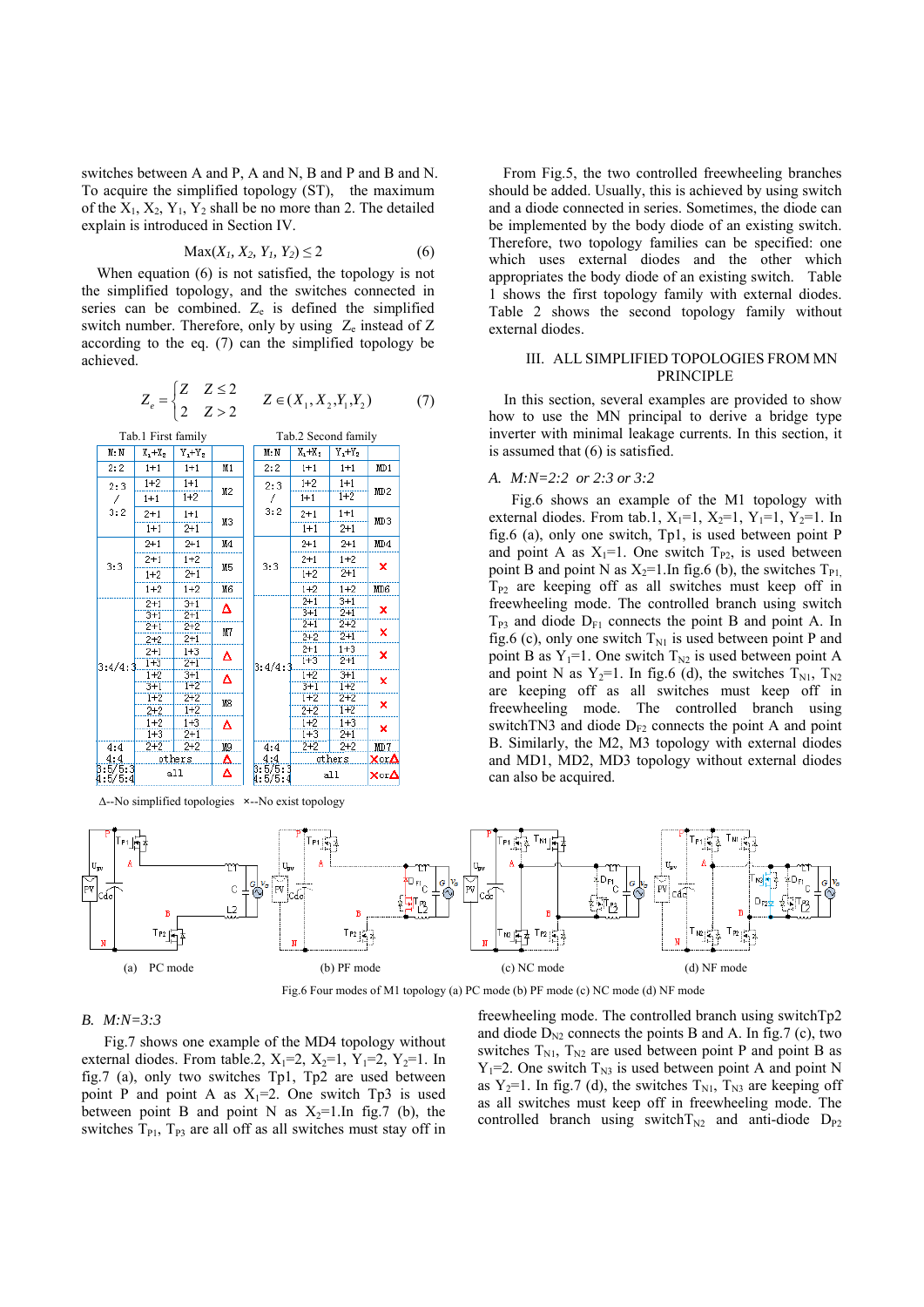switches between A and P, A and N, B and P and B and N. To acquire the simplified topology (ST), the maximum of the $X_1$, $X_2$, $Y_1$, $Y_2$ shall be no more than 2. The detailed explain is introduced in Section IV.

$$\mathrm{Max}(X_1, X_2, Y_1, Y_2) \le 2 \tag{6}$$

When equation (6) is not satisfied, the topology is not the simplified topology, and the switches connected in series can be combined. $Z_e$ is defined the simplified switch number. Therefore, only by using $Z_e$ instead of Z according to the eq. (7) can the simplified topology be achieved.

$$Z_e = \begin{cases} Z & Z \le 2 \\ 2 & Z > 2 \end{cases} \quad Z \in (X_1, X_2, Y_1, Y_2) \tag{7}$$

Tab.1 First family

| M:N | $X_1$+$X_2$ | $Y_1$+$Y_2$ | |
|---|---|---|---|
| 2:2 | 1+1 | 1+1 | M1 |
| 2:3 / 3:2 | 1+2 | 1+1 | M2 |
| | 1+1 | 1+2 | |
| | 2+1 | 1+1 | M3 |
| | 1+1 | 2+1 | |
| 3:3 | 2+1 | 2+1 | M4 |
| | 2+1 | 1+2 | M5 |
| | 1+2 | 2+1 | |
| | 1+2 | 1+2 | M6 |
| 3:4/4:3 | 2+1 | 3+1 | Δ |
| | 3+1 | 2+1 | |
| | 2+1 | 2+2 | M7 |
| | 2+2 | 2+1 | |
| | 2+1 | 1+3 | Δ |
| | 1+3 | 2+1 | |
| | 1+2 | 3+1 | Δ |
| | 3+1 | 1+2 | |
| | 1+2 | 2+2 | M8 |
| | 2+2 | 1+2 | |
| | 1+2 | 1+3 | Δ |
| | 1+3 | 2+1 | |
| 4:4 | 2+2 | 2+2 | M9 |
| 4:4 | others | | Δ |
| 3:5/5:3 4:5/5:4 | all | | Δ |

Tab.2 Second family

| M:N | $X_1$+$X_2$ | $Y_1$+$Y_2$ | |
|---|---|---|---|
| 2:2 | 1+1 | 1+1 | MD1 |
| 2:3 / 3:2 | 1+2 | 1+1 | MD2 |
| | 1+1 | 1+2 | |
| | 2+1 | 1+1 | MD3 |
| | 1+1 | 2+1 | |
| 3:3 | 2+1 | 2+1 | MD4 |
| | 2+1 | 1+2 | × |
| | 1+2 | 2+1 | |
| | 1+2 | 1+2 | MD6 |
| 3:4/4:3 | 2+1 | 3+1 | × |
| | 3+1 | 2+1 | |
| | 2+1 | 2+2 | × |
| | 2+2 | 2+1 | |
| | 2+1 | 1+3 | × |
| | 1+3 | 2+1 | |
| | 1+2 | 3+1 | × |
| | 3+1 | 1+2 | |
| | 1+2 | 2+2 | × |
| | 2+2 | 1+2 | |
| | 1+2 | 1+3 | × |
| | 1+3 | 2+1 | |
| 4:4 | 2+2 | 2+2 | MD7 |
| 4:4 | others | | × or Δ |
| 3:5/5:3 4:5/5:4 | all | | × or Δ |

Δ--No simplified topologies ×--No exist topology

From Fig.5, the two controlled freewheeling branches should be added. Usually, this is achieved by using switch and a diode connected in series. Sometimes, the diode can be implemented by the body diode of an existing switch. Therefore, two topology families can be specified: one which uses external diodes and the other which appropriates the body diode of an existing switch. Table 1 shows the first topology family with external diodes. Table 2 shows the second topology family without external diodes.

## III. ALL SIMPLIFIED TOPOLOGIES FROM MN PRINCIPLE

In this section, several examples are provided to show how to use the MN principal to derive a bridge type inverter with minimal leakage currents. In this section, it is assumed that (6) is satisfied.

### *A. M:N=2:2 or 2:3 or 3:2*

Fig.6 shows an example of the M1 topology with external diodes. From tab.1, $X_1$=1, $X_2$=1, $Y_1$=1, $Y_2$=1. In fig.6 (a), only one switch, Tp1, is used between point P and point A as $X_1$=1. One switch $T_{P2}$, is used between point B and point N as $X_2$=1.In fig.6 (b), the switches $T_{P1}$, $T_{P2}$ are keeping off as all switches must keep off in freewheeling mode. The controlled branch using switch $T_{P3}$ and diode $D_{F1}$ connects the point B and point A. In fig.6 (c), only one switch $T_{N1}$ is used between point P and point B as $Y_1$=1. One switch $T_{N2}$ is used between point A and point N as $Y_2$=1. In fig.6 (d), the switches $T_{N1}$, $T_{N2}$ are keeping off as all switches must keep off in freewheeling mode. The controlled branch using switchTN3 and diode $D_{F2}$ connects the point A and point B. Similarly, the M2, M3 topology with external diodes and MD1, MD2, MD3 topology without external diodes can also be acquired.

Fig.6 Four modes of M1 topology (a) PC mode (b) PF mode (c) NC mode (d) NF mode

### *B. M:N=3:3*

Fig.7 shows one example of the MD4 topology without external diodes. From table.2, $X_1$=2, $X_2$=1, $Y_1$=2, $Y_2$=1. In fig.7 (a), only two switches Tp1, Tp2 are used between point P and point A as $X_1$=2. One switch Tp3 is used between point B and point N as $X_2$=1.In fig.7 (b), the switches $T_{P1}$, $T_{P3}$ are all off as all switches must stay off in freewheeling mode. The controlled branch using switchTp2 and diode $D_{N2}$ connects the points B and A. In fig.7 (c), two switches $T_{N1}$, $T_{N2}$ are used between point P and point B as $Y_1$=2. One switch $T_{N3}$ is used between point A and point N as $Y_2$=1. In fig.7 (d), the switches $T_{N1}$, $T_{N3}$ are keeping off as all switches must keep off in freewheeling mode. The controlled branch using switch$T_{N2}$ and anti-diode $D_{P2}$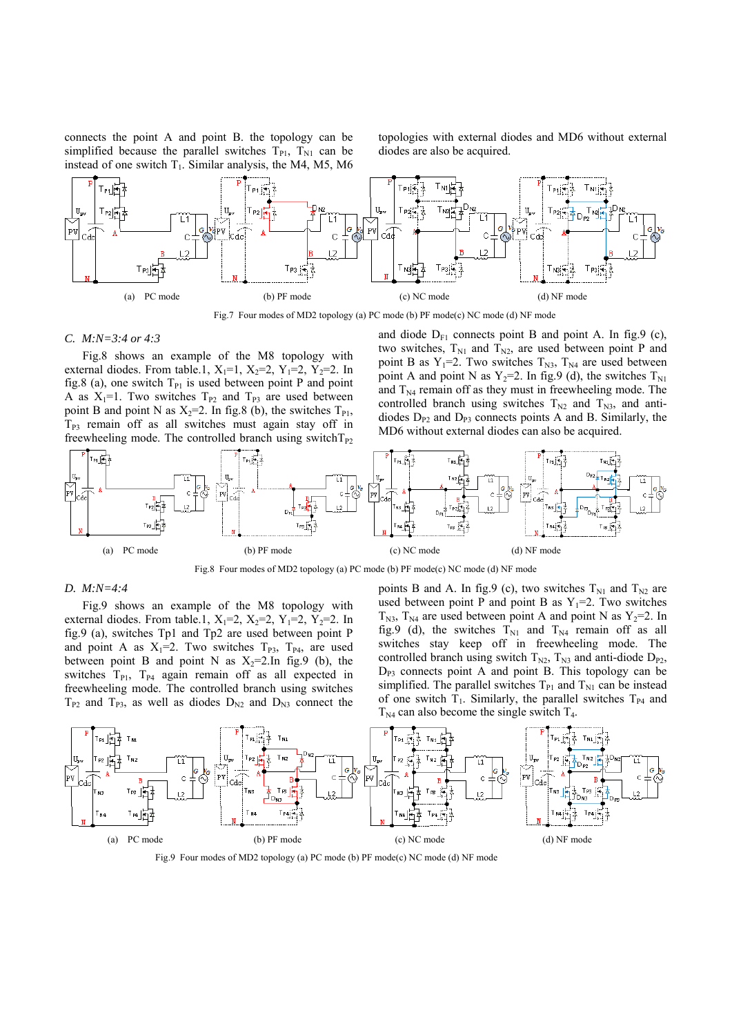connects the point A and point B. the topology can be simplified because the parallel switches $T_{P1}$, $T_{N1}$ can be instead of one switch $T_1$. Similar analysis, the M4, M5, M6 topologies with external diodes and MD6 without external diodes are also be acquired.

Fig.7 Four modes of MD2 topology (a) PC mode (b) PF mode(c) NC mode (d) NF mode

### C. M:N=3:4 or 4:3

Fig.8 shows an example of the M8 topology with external diodes. From table.1, $X_1$=1, $X_2$=2, $Y_1$=2, $Y_2$=2. In fig.8 (a), one switch $T_{P1}$ is used between point P and point A as $X_1$=1. Two switches $T_{P2}$ and $T_{P3}$ are used between point B and point N as $X_2$=2. In fig.8 (b), the switches $T_{P1}$, $T_{P3}$ remain off as all switches must again stay off in freewheeling mode. The controlled branch using switch$T_{P2}$ and diode $D_{F1}$ connects point B and point A. In fig.9 (c), two switches, $T_{N1}$ and $T_{N2}$, are used between point P and point B as $Y_1$=2. Two switches $T_{N3}$, $T_{N4}$ are used between point A and point N as $Y_2$=2. In fig.9 (d), the switches $T_{N1}$ and $T_{N4}$ remain off as they must in freewheeling mode. The controlled branch using switches $T_{N2}$ and $T_{N3}$, and anti-diodes $D_{P2}$ and $D_{P3}$ connects points A and B. Similarly, the MD6 without external diodes can also be acquired.

Fig.8 Four modes of MD2 topology (a) PC mode (b) PF mode(c) NC mode (d) NF mode

### D. M:N=4:4

Fig.9 shows an example of the M8 topology with external diodes. From table.1, $X_1$=2, $X_2$=2, $Y_1$=2, $Y_2$=2. In fig.9 (a), switches Tp1 and Tp2 are used between point P and point A as $X_1$=2. Two switches $T_{P3}$, $T_{P4}$, are used between point B and point N as $X_2$=2.In fig.9 (b), the switches $T_{P1}$, $T_{P4}$ again remain off as all expected in freewheeling mode. The controlled branch using switches $T_{P2}$ and $T_{P3}$, as well as diodes $D_{N2}$ and $D_{N3}$ connect the points B and A. In fig.9 (c), two switches $T_{N1}$ and $T_{N2}$ are used between point P and point B as $Y_1$=2. Two switches $T_{N3}$, $T_{N4}$ are used between point A and point N as $Y_2$=2. In fig.9 (d), the switches $T_{N1}$ and $T_{N4}$ remain off as all switches stay keep off in freewheeling mode. The controlled branch using switch $T_{N2}$, $T_{N3}$ and anti-diode $D_{P2}$, $D_{P3}$ connects point A and point B. This topology can be simplified. The parallel switches $T_{P1}$ and $T_{N1}$ can be instead of one switch $T_1$. Similarly, the parallel switches $T_{P4}$ and $T_{N4}$ can also become the single switch $T_4$.

Fig.9 Four modes of MD2 topology (a) PC mode (b) PF mode(c) NC mode (d) NF mode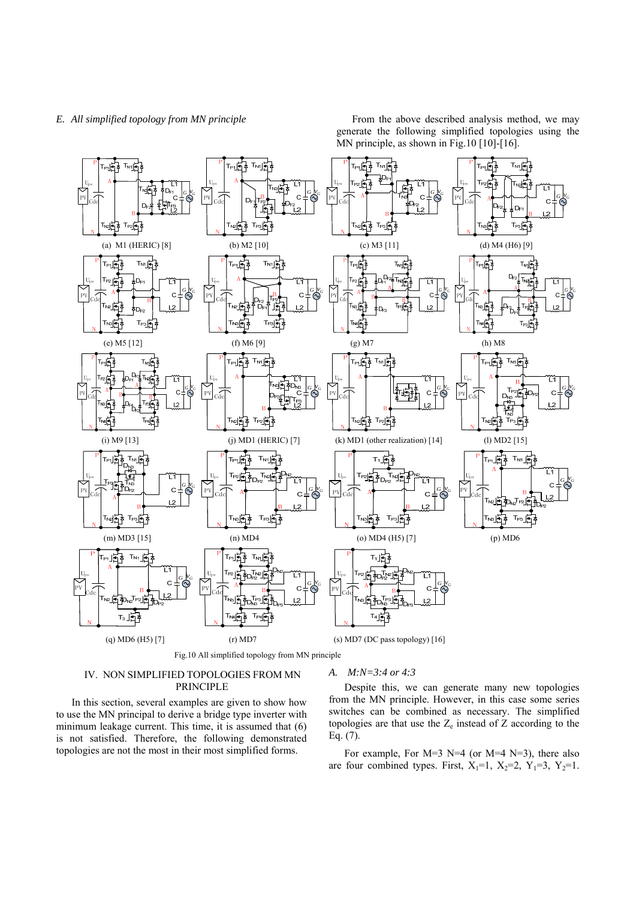### E. *All simplified topology from MN principle*

From the above described analysis method, we may generate the following simplified topologies using the MN principle, as shown in Fig.10 [10]-[16].

(a) M1 (HERIC) [8]
(b) M2 [10]
(c) M3 [11]
(d) M4 (H6) [9]
(e) M5 [12]
(f) M6 [9]
(g) M7
(h) M8
(i) M9 [13]
(j) MD1 (HERIC) [7]
(k) MD1 (other realization) [14]
(l) MD2 [15]
(m) MD3 [15]
(n) MD4
(o) MD4 (H5) [7]
(p) MD6
(q) MD6 (H5) [7]
(r) MD7
(s) MD7 (DC pass topology) [16]

Fig.10 All simplified topology from MN principle

## IV. NON SIMPLIFIED TOPOLOGIES FROM MN PRINCIPLE

In this section, several examples are given to show how to use the MN principal to derive a bridge type inverter with minimum leakage current. This time, it is assumed that (6) is not satisfied. Therefore, the following demonstrated topologies are not the most in their most simplified forms.

### A. *M:N=3:4 or 4:3*

Despite this, we can generate many new topologies from the MN principle. However, in this case some series switches can be combined as necessary. The simplified topologies are that use the $Z_e$ instead of Z according to the Eq. (7).

For example, For M=3 N=4 (or M=4 N=3), there also are four combined types. First, $X_1$=1, $X_2$=2, $Y_1$=3, $Y_2$=1.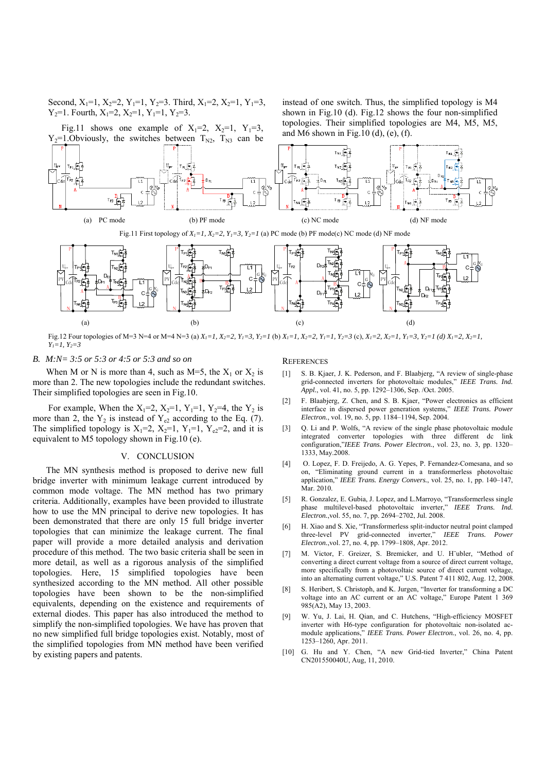Second, $X_1$=1, $X_2$=2, $Y_1$=1, $Y_2$=3. Third, $X_1$=2, $X_2$=1, $Y_1$=3, $Y_2$=1. Fourth, $X_1$=2, $X_2$=1, $Y_1$=1, $Y_2$=3.

Fig.11 shows one example of $X_1$=2, $X_2$=1, $Y_1$=3, $Y_2$=1.Obviously, the switches between $T_{N2}$, $T_{N3}$ can be instead of one switch. Thus, the simplified topology is M4 shown in Fig.10 (d). Fig.12 shows the four non-simplified topologies. Their simplified topologies are M4, M5, M5, and M6 shown in Fig.10 (d), (e), (f).

(a) PC mode (b) PF mode (c) NC mode (d) NF mode

Fig.11 First topology of $X_1$=1, $X_2$=2, $Y_1$=3, $Y_2$=1 (a) PC mode (b) PF mode(c) NC mode (d) NF mode

(a) (b) (c) (d)

Fig.12 Four topologies of M=3 N=4 or M=4 N=3 (a) $X_1$=1, $X_2$=2, $Y_1$=3, $Y_2$=1 (b) $X_1$=1, $X_2$=2, $Y_1$=1, $Y_2$=3 (c), $X_1$=2, $X_2$=1, $Y_1$=3, $Y_2$=1 (d) $X_1$=2, $X_2$=1, $Y_1$=1, $Y_2$=3

### B. M:N= 3:5 or 5:3 or 4:5 or 5:3 and so on

When M or N is more than 4, such as M=5, the $X_1$ or $X_2$ is more than 2. The new topologies include the redundant switches. Their simplified topologies are seen in Fig.10.

For example, When the $X_1$=2, $X_2$=1, $Y_1$=1, $Y_2$=4, the $Y_2$ is more than 2, the $Y_2$ is instead of $Y_{e2}$ according to the Eq. (7). The simplified topology is $X_1$=2, $X_2$=1, $Y_1$=1, $Y_{e2}$=2, and it is equivalent to M5 topology shown in Fig.10 (e).

## V. CONCLUSION

The MN synthesis method is proposed to derive new full bridge inverter with minimum leakage current introduced by common mode voltage. The MN method has two primary criteria. Additionally, examples have been provided to illustrate how to use the MN principal to derive new topologies. It has been demonstrated that there are only 15 full bridge inverter topologies that can minimize the leakage current. The final paper will provide a more detailed analysis and derivation procedure of this method. The two basic criteria shall be seen in more detail, as well as a rigorous analysis of the simplified topologies. Here, 15 simplified topologies have been synthesized according to the MN method. All other possible topologies have been shown to be non-simplified equivalents, depending on the existence and requirements of external diodes. This paper has also introduced the method to simplify the non-simplified topologies. We have has proven that no new simplified full bridge topologies exist. Notably, most of the simplified topologies from MN method have been verified by existing papers and patents.

## REFERENCES

[1] S. B. Kjaer, J. K. Pederson, and F. Blaabjerg, "A review of single-phase grid-connected inverters for photovoltaic modules," *IEEE Trans. Ind. Appl.*, vol. 41, no. 5, pp. 1292–1306, Sep. /Oct. 2005.

[2] F. Blaabjerg, Z. Chen, and S. B. Kjaer, "Power electronics as efficient interface in dispersed power generation systems," *IEEE Trans. Power Electron.*, vol. 19, no. 5, pp. 1184–1194, Sep. 2004.

[3] Q. Li and P. Wolfs, "A review of the single phase photovoltaic module integrated converter topologies with three different dc link configuration,"*IEEE Trans. Power Electron.*, vol. 23, no. 3, pp. 1320–1333, May.2008.

[4] O. Lopez, F. D. Freijedo, A. G. Yepes, P. Fernandez-Comesana, and so on, "Eliminating ground current in a transformerless photovoltaic application," *IEEE Trans. Energy Convers.*, vol. 25, no. 1, pp. 140–147, Mar. 2010.

[5] R. Gonzalez, E. Gubia, J. Lopez, and L.Marroyo, "Transformerless single phase multilevel-based photovoltaic inverter," *IEEE Trans. Ind. Electron.*,vol. 55, no. 7, pp. 2694–2702, Jul. 2008.

[6] H. Xiao and S. Xie, "Transformerless split-inductor neutral point clamped three-level PV grid-connected inverter," *IEEE Trans. Power Electron.*,vol. 27, no. 4, pp. 1799–1808, Apr. 2012.

[7] M. Victor, F. Greizer, S. Bremicker, and U. H¨ubler, "Method of converting a direct current voltage from a source of direct current voltage, more specifically from a photovoltaic source of direct current voltage, into an alternating current voltage," U.S. Patent 7 411 802, Aug. 12, 2008.

[8] S. Heribert, S. Christoph, and K. Jurgen, "Inverter for transforming a DC voltage into an AC current or an AC voltage," Europe Patent 1 369 985(A2), May 13, 2003.

[9] W. Yu, J. Lai, H. Qian, and C. Hutchens, "High-efficiency MOSFET inverter with H6-type configuration for photovoltaic non-isolated ac-module applications," *IEEE Trans. Power Electron.*, vol. 26, no. 4, pp. 1253–1260, Apr. 2011.

[10] G. Hu and Y. Chen, "A new Grid-tied Inverter," China Patent CN201550040U, Aug, 11, 2010.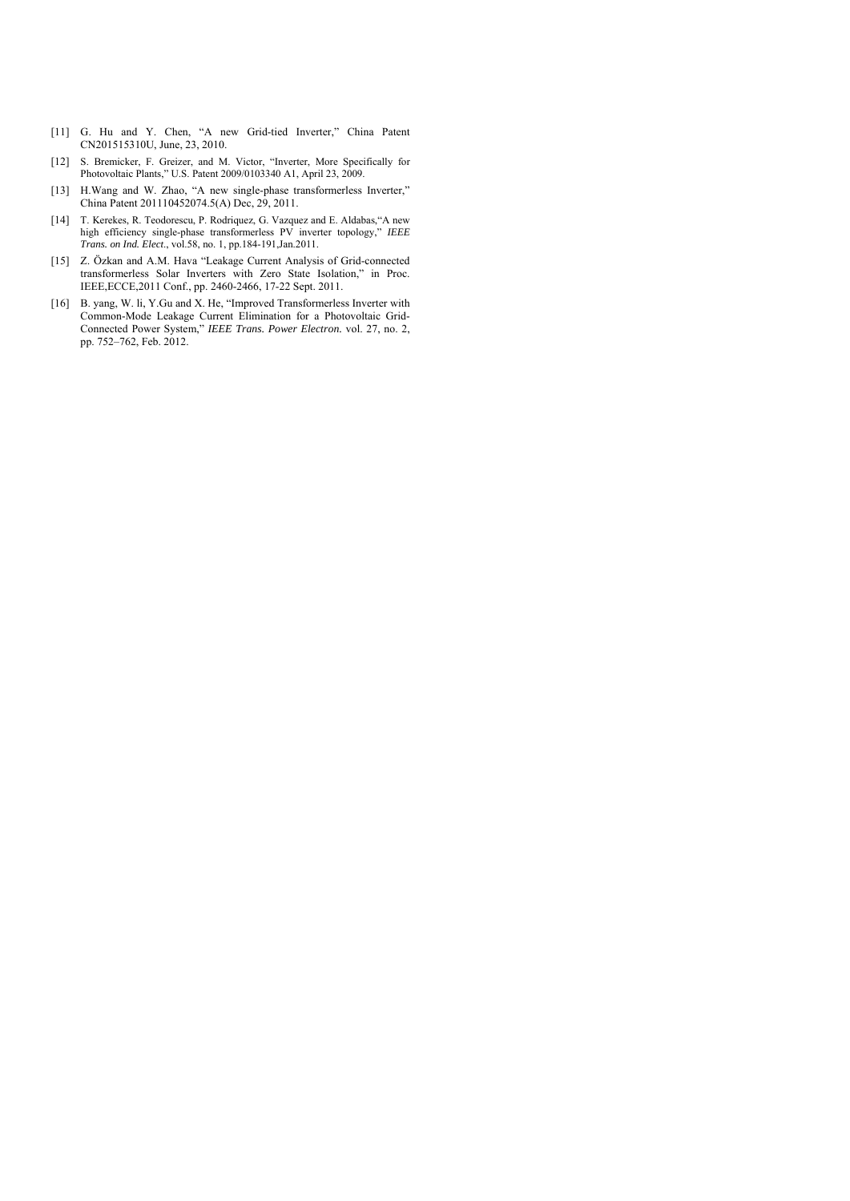[11] G. Hu and Y. Chen, "A new Grid-tied Inverter," China Patent CN201515310U, June, 23, 2010.

[12] S. Bremicker, F. Greizer, and M. Victor, "Inverter, More Specifically for Photovoltaic Plants," U.S. Patent 2009/0103340 A1, April 23, 2009.

[13] H.Wang and W. Zhao, "A new single-phase transformerless Inverter," China Patent 201110452074.5(A) Dec, 29, 2011.

[14] T. Kerekes, R. Teodorescu, P. Rodriquez, G. Vazquez and E. Aldabas,"A new high efficiency single-phase transformerless PV inverter topology," *IEEE Trans. on Ind. Elect*., vol.58, no. 1, pp.184-191,Jan.2011.

[15] Z. Özkan and A.M. Hava "Leakage Current Analysis of Grid-connected transformerless Solar Inverters with Zero State Isolation," in Proc. IEEE,ECCE,2011 Conf., pp. 2460-2466, 17-22 Sept. 2011.

[16] B. yang, W. li, Y.Gu and X. He, "Improved Transformerless Inverter with Common-Mode Leakage Current Elimination for a Photovoltaic Grid-Connected Power System," *IEEE Trans. Power Electron.* vol. 27, no. 2, pp. 752–762, Feb. 2012.